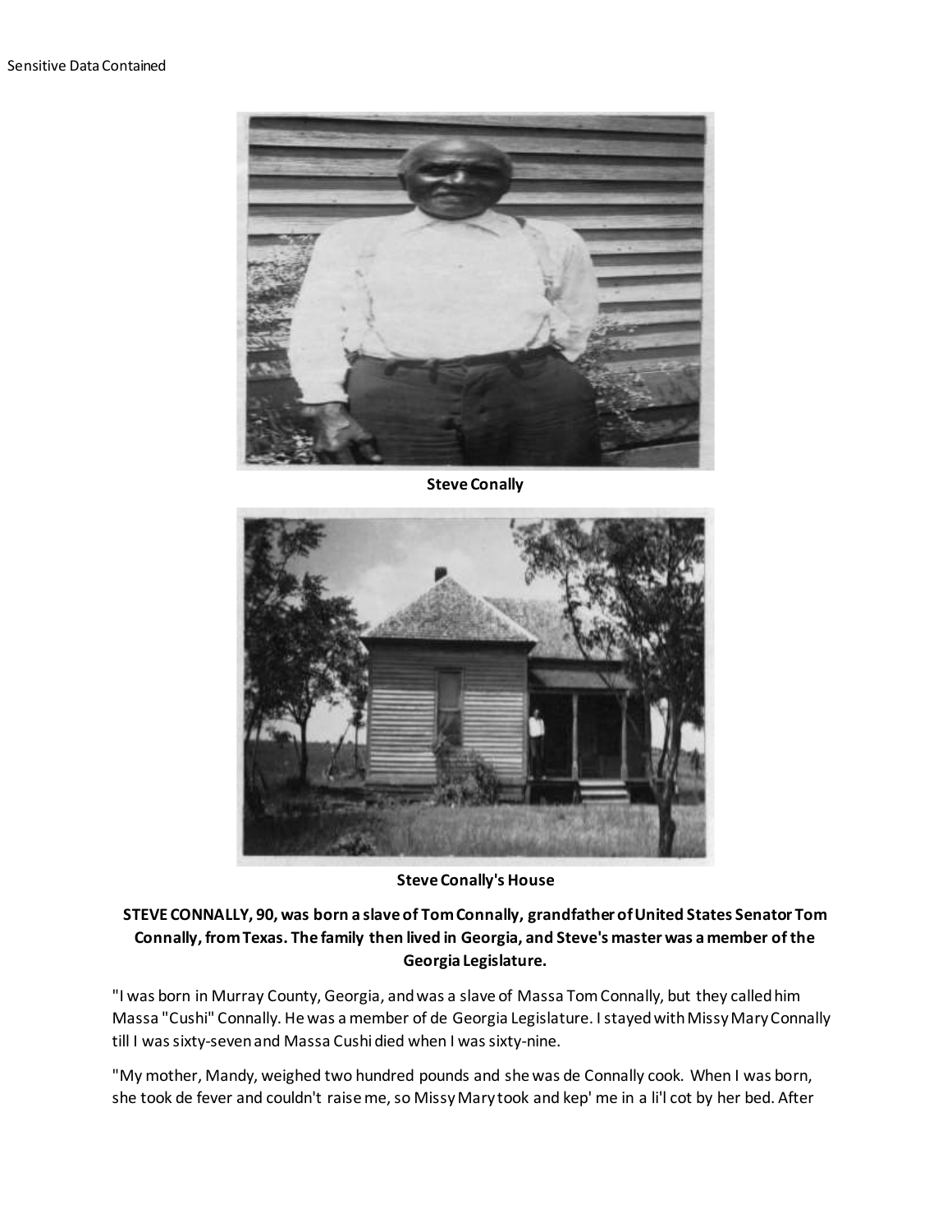Sensitive Data Contained

**Steve Conally**

**Steve Conally's House**

**STEVE CONNALLY, 90, was born a slave of Tom Connally, grandfather of United States Senator Tom Connally, from Texas. The family then lived in Georgia, and Steve's master was a member of the Georgia Legislature.**

"I was born in Murray County, Georgia, and was a slave of Massa Tom Connally, but they called him Massa "Cushi" Connally. He was a member of de Georgia Legislature. I stayed with Missy Mary Connally till I was sixty-seven and Massa Cushi died when I was sixty-nine.

"My mother, Mandy, weighed two hundred pounds and she was de Connally cook. When I was born, she took de fever and couldn't raise me, so Missy Mary took and kep' me in a li'l cot by her bed. After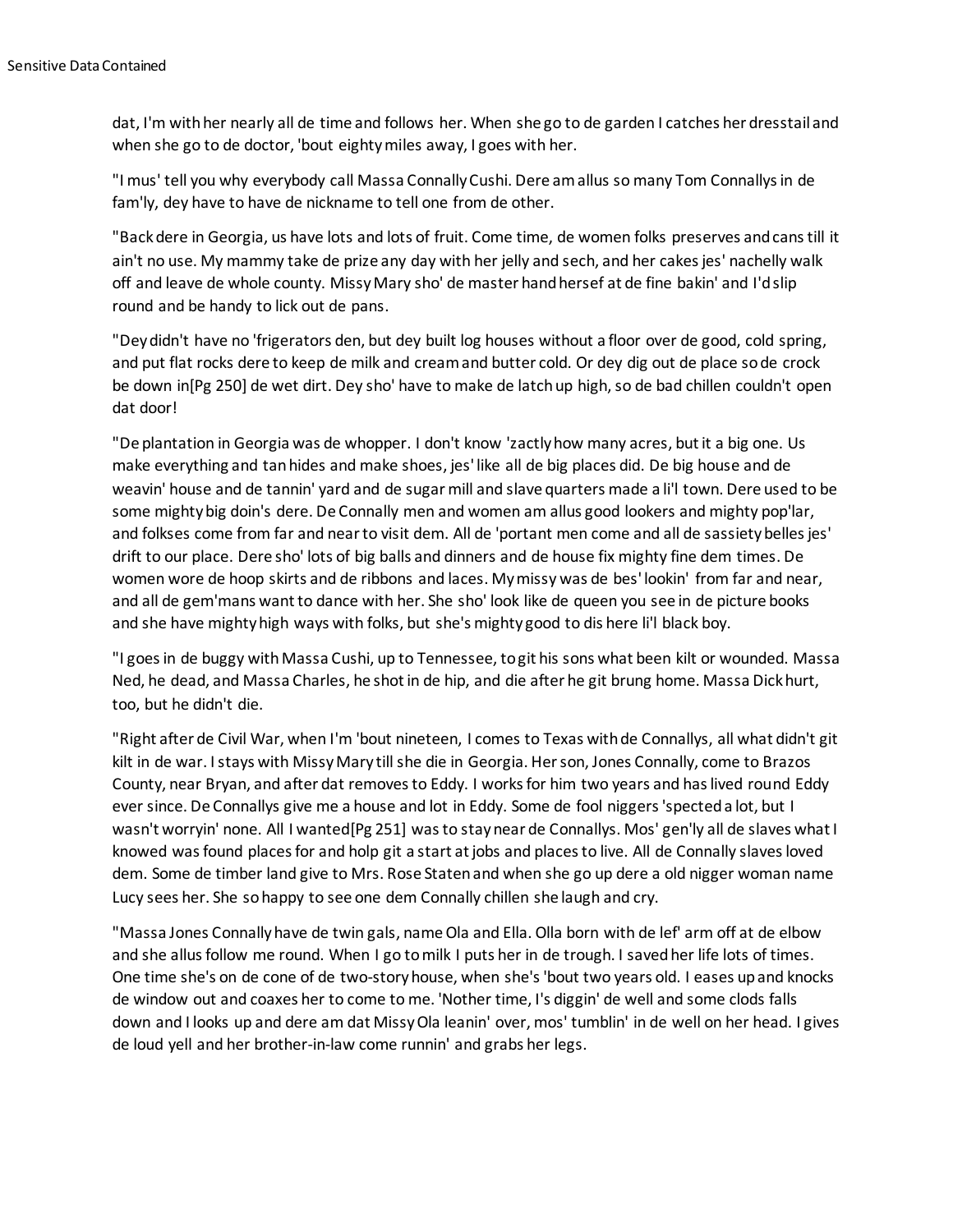dat, I'm with her nearly all de time and follows her. When she go to de garden I catches her dresstail and when she go to de doctor, 'bout eighty miles away, I goes with her.

"I mus' tell you why everybody call Massa Connally Cushi. Dere am allus so many Tom Connallys in de fam'ly, dey have to have de nickname to tell one from de other.

"Back dere in Georgia, us have lots and lots of fruit. Come time, de women folks preserves and cans till it ain't no use. My mammy take de prize any day with her jelly and sech, and her cakes jes' nachelly walk off and leave de whole county. Missy Mary sho' de master hand herself at de fine bakin' and I'd slip round and be handy to lick out de pans.

"Dey didn't have no 'frigerators den, but dey built log houses without a floor over de good, cold spring, and put flat rocks dere to keep de milk and cream and butter cold. Or dey dig out de place so de crock be down in[Pg 250] de wet dirt. Dey sho' have to make de latch up high, so de bad chillen couldn't open dat door!

"De plantation in Georgia was de whopper. I don't know 'zactly how many acres, but it a big one. Us make everything and tan hides and make shoes, jes' like all de big places did. De big house and de weavin' house and de tannin' yard and de sugar mill and slave quarters made a li'l town. Dere used to be some mighty big doin's dere. De Connally men and women am allus good lookers and mighty pop'lar, and folkses come from far and near to visit dem. All de 'portant men come and all de sassiety belles jes' drift to our place. Dere sho' lots of big balls and dinners and de house fix mighty fine dem times. De women wore de hoop skirts and de ribbons and laces. My missy was de bes' lookin' from far and near, and all de gem'mans want to dance with her. She sho' look like de queen you see in de picture books and she have mighty high ways with folks, but she's mighty good to dis here li'l black boy.

"I goes in de buggy with Massa Cushi, up to Tennessee, to git his sons what been kilt or wounded. Massa Ned, he dead, and Massa Charles, he shot in de hip, and die after he git brung home. Massa Dick hurt, too, but he didn't die.

"Right after de Civil War, when I'm 'bout nineteen, I comes to Texas with de Connallys, all what didn't git kilt in de war. I stays with Missy Mary till she die in Georgia. Her son, Jones Connally, come to Brazos County, near Bryan, and after dat removes to Eddy. I works for him two years and has lived round Eddy ever since. De Connallys give me a house and lot in Eddy. Some de fool niggers 'spected a lot, but I wasn't worryin' none. All I wanted[Pg 251] was to stay near de Connallys. Mos' gen'ly all de slaves what I knowed was found places for and holp git a start at jobs and places to live. All de Connally slaves loved dem. Some de timber land give to Mrs. Rose Staten and when she go up dere a old nigger woman name Lucy sees her. She so happy to see one dem Connally chillen she laugh and cry.

"Massa Jones Connally have de twin gals, name Ola and Ella. Olla born with de lef' arm off at de elbow and she allus follow me round. When I go to milk I puts her in de trough. I saved her life lots of times. One time she's on de cone of de two-story house, when she's 'bout two years old. I eases up and knocks de window out and coaxes her to come to me. 'Nother time, I's diggin' de well and some clods falls down and I looks up and dere am dat Missy Ola leanin' over, mos' tumblin' in de well on her head. I gives de loud yell and her brother-in-law come runnin' and grabs her legs.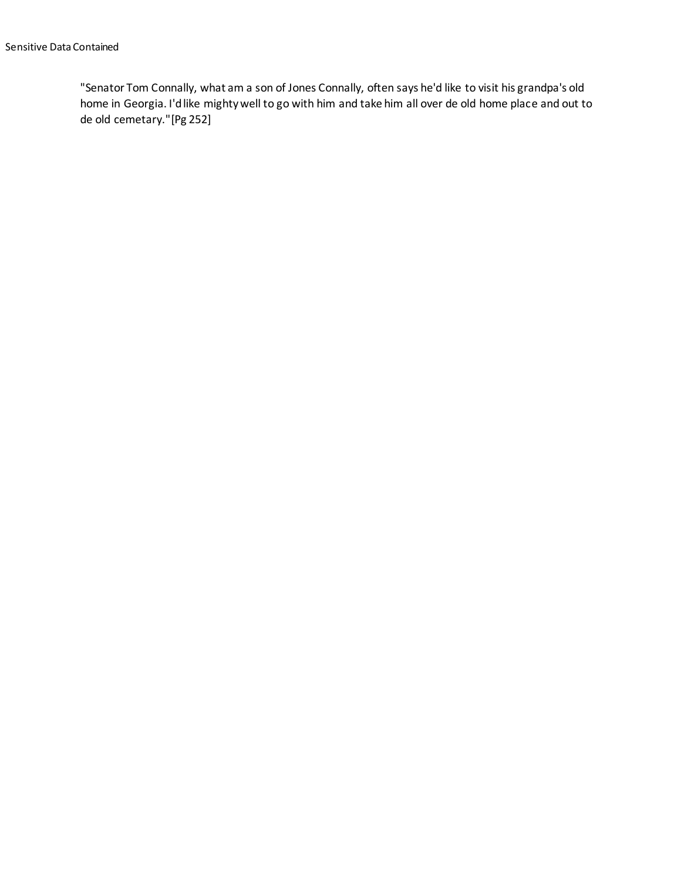"Senator Tom Connally, what am a son of Jones Connally, often says he'd like to visit his grandpa's old home in Georgia. I'd like mighty well to go with him and take him all over de old home place and out to de old cemetary."[Pg 252]